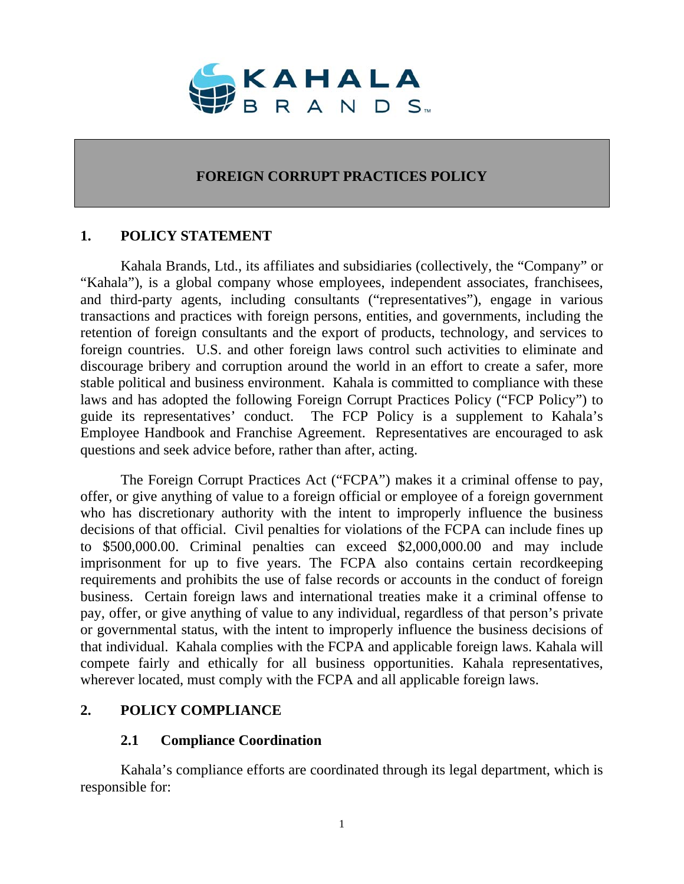KAHALA BRANDS™

# FOREIGN CORRUPT PRACTICES POLICY

## 1. POLICY STATEMENT

Kahala Brands, Ltd., its affiliates and subsidiaries (collectively, the "Company" or "Kahala"), is a global company whose employees, independent associates, franchisees, and third-party agents, including consultants ("representatives"), engage in various transactions and practices with foreign persons, entities, and governments, including the retention of foreign consultants and the export of products, technology, and services to foreign countries. U.S. and other foreign laws control such activities to eliminate and discourage bribery and corruption around the world in an effort to create a safer, more stable political and business environment. Kahala is committed to compliance with these laws and has adopted the following Foreign Corrupt Practices Policy ("FCP Policy") to guide its representatives' conduct. The FCP Policy is a supplement to Kahala's Employee Handbook and Franchise Agreement. Representatives are encouraged to ask questions and seek advice before, rather than after, acting.

The Foreign Corrupt Practices Act ("FCPA") makes it a criminal offense to pay, offer, or give anything of value to a foreign official or employee of a foreign government who has discretionary authority with the intent to improperly influence the business decisions of that official. Civil penalties for violations of the FCPA can include fines up to $500,000.00. Criminal penalties can exceed $2,000,000.00 and may include imprisonment for up to five years. The FCPA also contains certain recordkeeping requirements and prohibits the use of false records or accounts in the conduct of foreign business. Certain foreign laws and international treaties make it a criminal offense to pay, offer, or give anything of value to any individual, regardless of that person's private or governmental status, with the intent to improperly influence the business decisions of that individual. Kahala complies with the FCPA and applicable foreign laws. Kahala will compete fairly and ethically for all business opportunities. Kahala representatives, wherever located, must comply with the FCPA and all applicable foreign laws.

## 2. POLICY COMPLIANCE

### 2.1 Compliance Coordination

Kahala's compliance efforts are coordinated through its legal department, which is responsible for: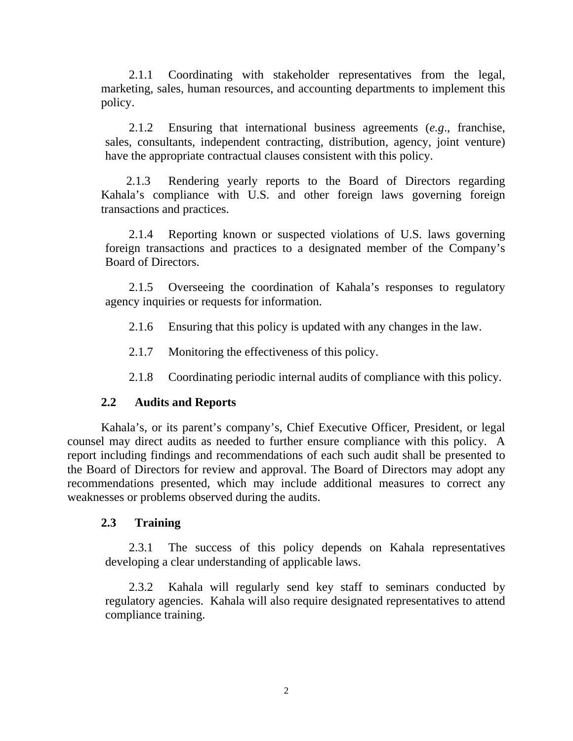2.1.1 Coordinating with stakeholder representatives from the legal, marketing, sales, human resources, and accounting departments to implement this policy.

2.1.2 Ensuring that international business agreements (*e.g*., franchise, sales, consultants, independent contracting, distribution, agency, joint venture) have the appropriate contractual clauses consistent with this policy.

2.1.3 Rendering yearly reports to the Board of Directors regarding Kahala's compliance with U.S. and other foreign laws governing foreign transactions and practices.

2.1.4 Reporting known or suspected violations of U.S. laws governing foreign transactions and practices to a designated member of the Company's Board of Directors.

2.1.5 Overseeing the coordination of Kahala's responses to regulatory agency inquiries or requests for information.

2.1.6 Ensuring that this policy is updated with any changes in the law.

2.1.7 Monitoring the effectiveness of this policy.

2.1.8 Coordinating periodic internal audits of compliance with this policy.

### 2.2 Audits and Reports

Kahala's, or its parent's company's, Chief Executive Officer, President, or legal counsel may direct audits as needed to further ensure compliance with this policy. A report including findings and recommendations of each such audit shall be presented to the Board of Directors for review and approval. The Board of Directors may adopt any recommendations presented, which may include additional measures to correct any weaknesses or problems observed during the audits.

### 2.3 Training

2.3.1 The success of this policy depends on Kahala representatives developing a clear understanding of applicable laws.

2.3.2 Kahala will regularly send key staff to seminars conducted by regulatory agencies. Kahala will also require designated representatives to attend compliance training.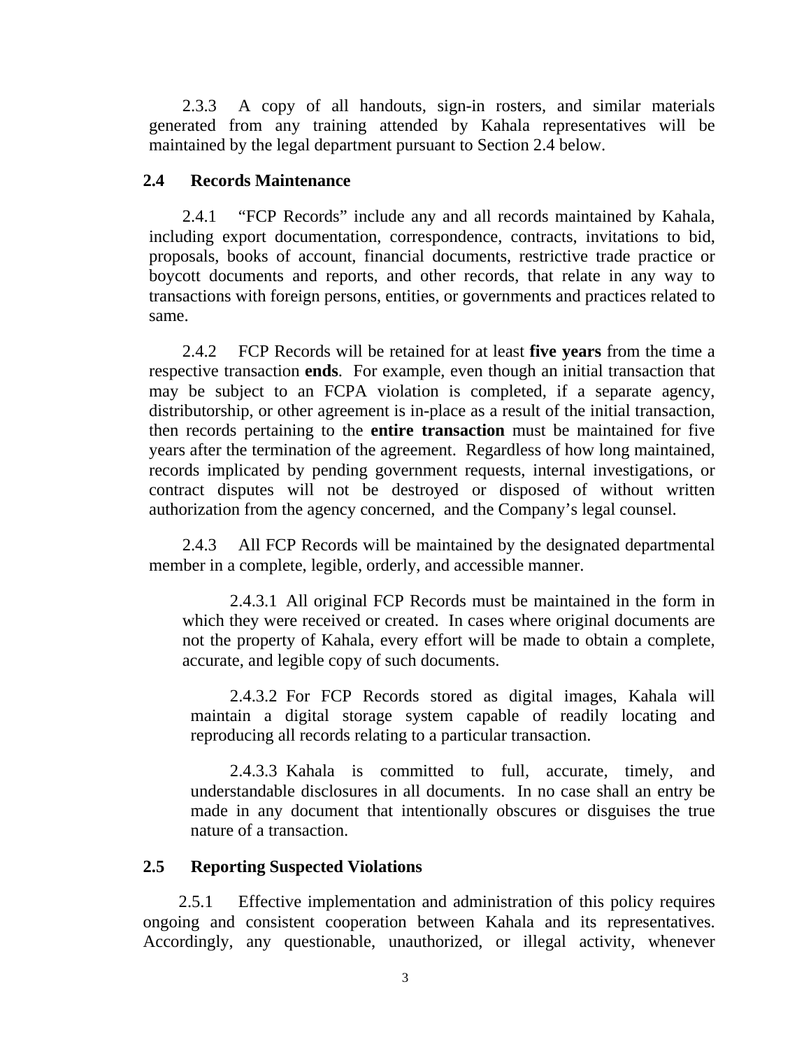2.3.3 A copy of all handouts, sign-in rosters, and similar materials generated from any training attended by Kahala representatives will be maintained by the legal department pursuant to Section 2.4 below.

## 2.4 Records Maintenance

2.4.1 "FCP Records" include any and all records maintained by Kahala, including export documentation, correspondence, contracts, invitations to bid, proposals, books of account, financial documents, restrictive trade practice or boycott documents and reports, and other records, that relate in any way to transactions with foreign persons, entities, or governments and practices related to same.

2.4.2 FCP Records will be retained for at least **five years** from the time a respective transaction **ends**. For example, even though an initial transaction that may be subject to an FCPA violation is completed, if a separate agency, distributorship, or other agreement is in-place as a result of the initial transaction, then records pertaining to the **entire transaction** must be maintained for five years after the termination of the agreement. Regardless of how long maintained, records implicated by pending government requests, internal investigations, or contract disputes will not be destroyed or disposed of without written authorization from the agency concerned, and the Company's legal counsel.

2.4.3 All FCP Records will be maintained by the designated departmental member in a complete, legible, orderly, and accessible manner.

2.4.3.1 All original FCP Records must be maintained in the form in which they were received or created. In cases where original documents are not the property of Kahala, every effort will be made to obtain a complete, accurate, and legible copy of such documents.

2.4.3.2 For FCP Records stored as digital images, Kahala will maintain a digital storage system capable of readily locating and reproducing all records relating to a particular transaction.

2.4.3.3 Kahala is committed to full, accurate, timely, and understandable disclosures in all documents. In no case shall an entry be made in any document that intentionally obscures or disguises the true nature of a transaction.

## 2.5 Reporting Suspected Violations

2.5.1 Effective implementation and administration of this policy requires ongoing and consistent cooperation between Kahala and its representatives. Accordingly, any questionable, unauthorized, or illegal activity, whenever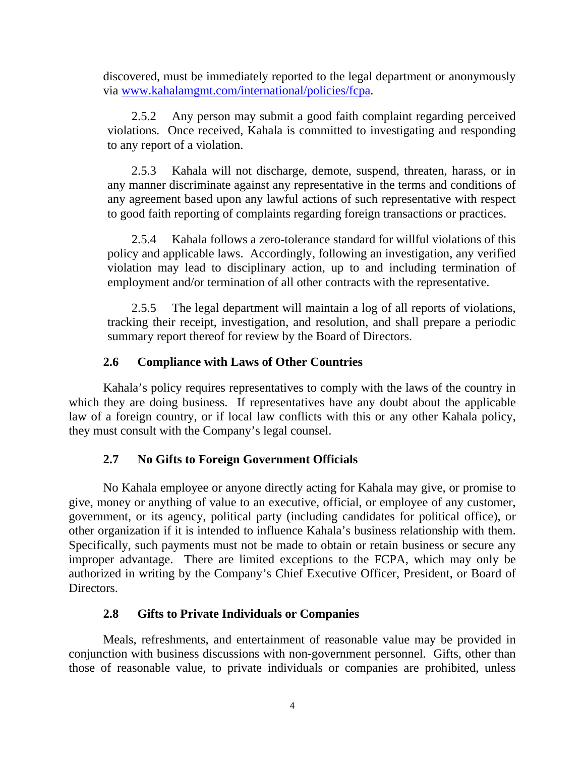discovered, must be immediately reported to the legal department or anonymously via [www.kahalamgmt.com/international/policies/fcpa](http://www.kahalamgmt.com/international/policies/fcpa).

2.5.2 Any person may submit a good faith complaint regarding perceived violations. Once received, Kahala is committed to investigating and responding to any report of a violation.

2.5.3 Kahala will not discharge, demote, suspend, threaten, harass, or in any manner discriminate against any representative in the terms and conditions of any agreement based upon any lawful actions of such representative with respect to good faith reporting of complaints regarding foreign transactions or practices.

2.5.4 Kahala follows a zero-tolerance standard for willful violations of this policy and applicable laws. Accordingly, following an investigation, any verified violation may lead to disciplinary action, up to and including termination of employment and/or termination of all other contracts with the representative.

2.5.5 The legal department will maintain a log of all reports of violations, tracking their receipt, investigation, and resolution, and shall prepare a periodic summary report thereof for review by the Board of Directors.

### 2.6 Compliance with Laws of Other Countries

Kahala's policy requires representatives to comply with the laws of the country in which they are doing business. If representatives have any doubt about the applicable law of a foreign country, or if local law conflicts with this or any other Kahala policy, they must consult with the Company's legal counsel.

### 2.7 No Gifts to Foreign Government Officials

No Kahala employee or anyone directly acting for Kahala may give, or promise to give, money or anything of value to an executive, official, or employee of any customer, government, or its agency, political party (including candidates for political office), or other organization if it is intended to influence Kahala's business relationship with them. Specifically, such payments must not be made to obtain or retain business or secure any improper advantage. There are limited exceptions to the FCPA, which may only be authorized in writing by the Company's Chief Executive Officer, President, or Board of Directors.

### 2.8 Gifts to Private Individuals or Companies

Meals, refreshments, and entertainment of reasonable value may be provided in conjunction with business discussions with non-government personnel. Gifts, other than those of reasonable value, to private individuals or companies are prohibited, unless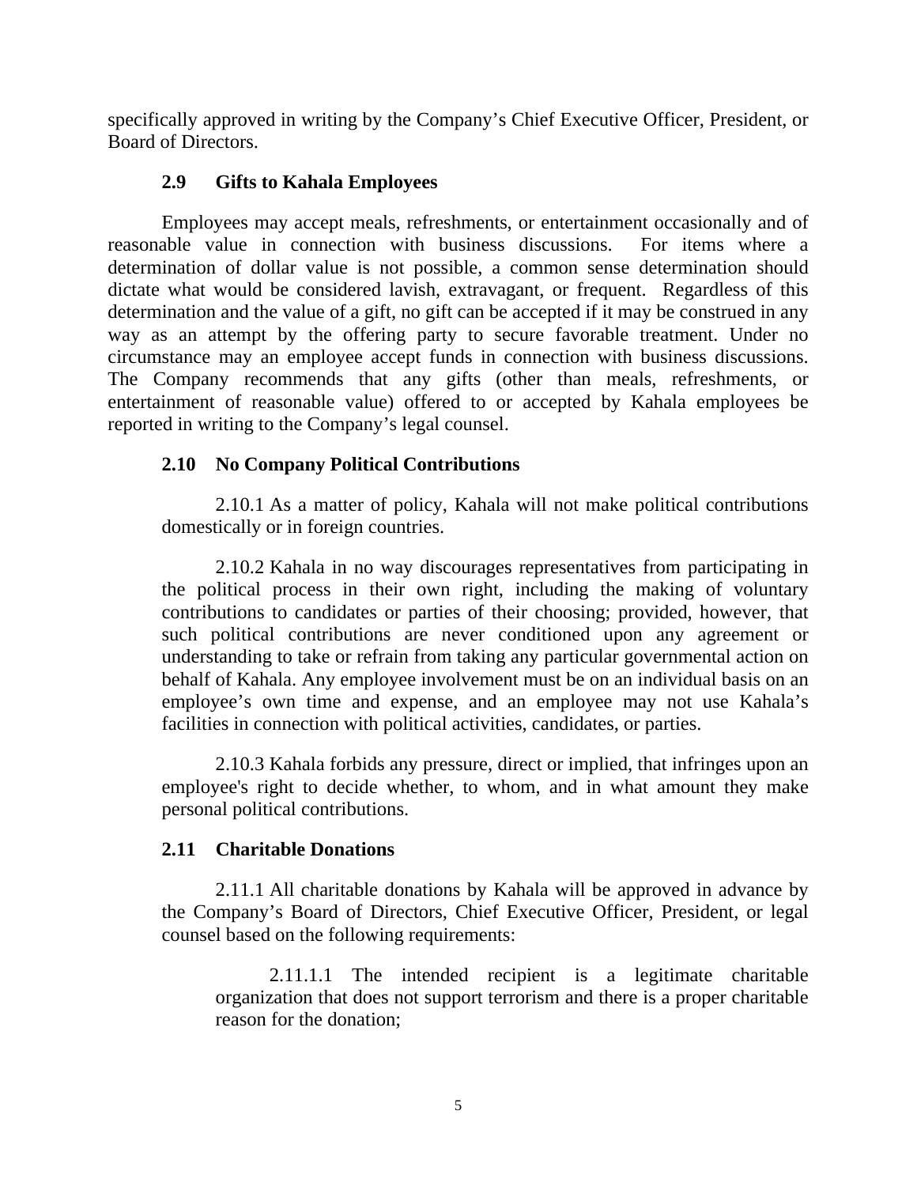specifically approved in writing by the Company's Chief Executive Officer, President, or Board of Directors.

### 2.9 Gifts to Kahala Employees

Employees may accept meals, refreshments, or entertainment occasionally and of reasonable value in connection with business discussions. For items where a determination of dollar value is not possible, a common sense determination should dictate what would be considered lavish, extravagant, or frequent. Regardless of this determination and the value of a gift, no gift can be accepted if it may be construed in any way as an attempt by the offering party to secure favorable treatment. Under no circumstance may an employee accept funds in connection with business discussions. The Company recommends that any gifts (other than meals, refreshments, or entertainment of reasonable value) offered to or accepted by Kahala employees be reported in writing to the Company's legal counsel.

### 2.10 No Company Political Contributions

2.10.1 As a matter of policy, Kahala will not make political contributions domestically or in foreign countries.

2.10.2 Kahala in no way discourages representatives from participating in the political process in their own right, including the making of voluntary contributions to candidates or parties of their choosing; provided, however, that such political contributions are never conditioned upon any agreement or understanding to take or refrain from taking any particular governmental action on behalf of Kahala. Any employee involvement must be on an individual basis on an employee's own time and expense, and an employee may not use Kahala's facilities in connection with political activities, candidates, or parties.

2.10.3 Kahala forbids any pressure, direct or implied, that infringes upon an employee's right to decide whether, to whom, and in what amount they make personal political contributions.

### 2.11 Charitable Donations

2.11.1 All charitable donations by Kahala will be approved in advance by the Company's Board of Directors, Chief Executive Officer, President, or legal counsel based on the following requirements:

2.11.1.1 The intended recipient is a legitimate charitable organization that does not support terrorism and there is a proper charitable reason for the donation;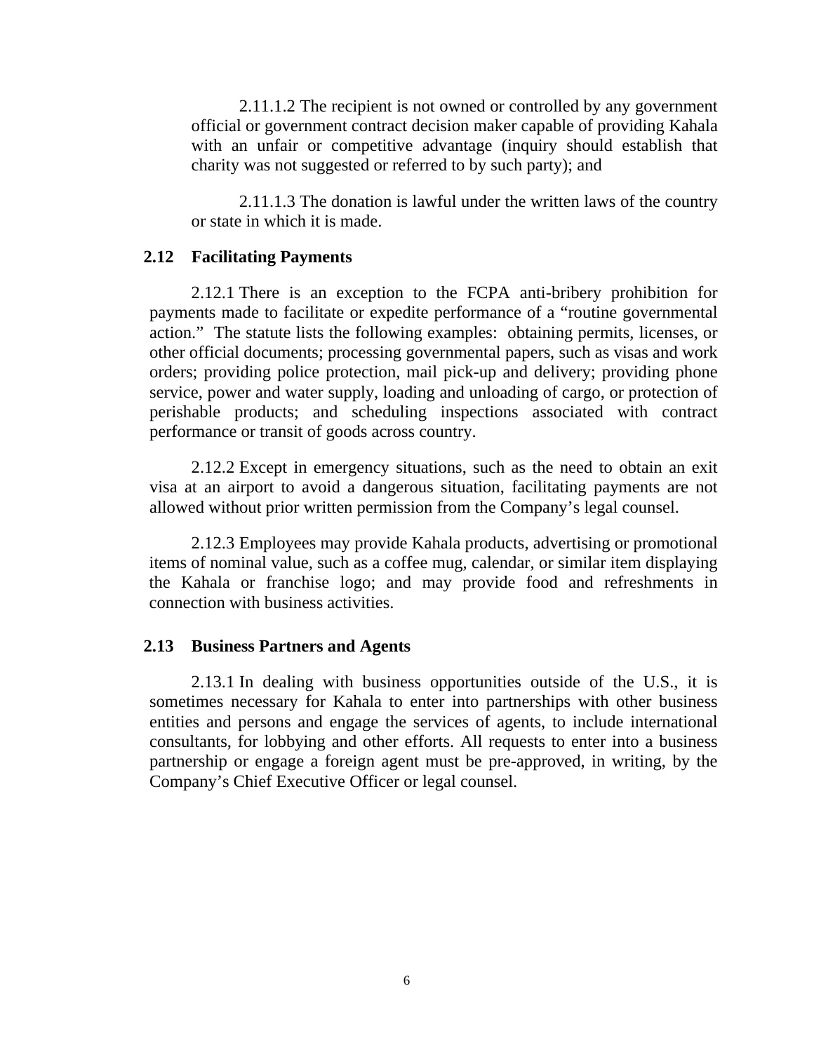2.11.1.2 The recipient is not owned or controlled by any government official or government contract decision maker capable of providing Kahala with an unfair or competitive advantage (inquiry should establish that charity was not suggested or referred to by such party); and

2.11.1.3 The donation is lawful under the written laws of the country or state in which it is made.

### 2.12 Facilitating Payments

2.12.1 There is an exception to the FCPA anti-bribery prohibition for payments made to facilitate or expedite performance of a "routine governmental action." The statute lists the following examples: obtaining permits, licenses, or other official documents; processing governmental papers, such as visas and work orders; providing police protection, mail pick-up and delivery; providing phone service, power and water supply, loading and unloading of cargo, or protection of perishable products; and scheduling inspections associated with contract performance or transit of goods across country.

2.12.2 Except in emergency situations, such as the need to obtain an exit visa at an airport to avoid a dangerous situation, facilitating payments are not allowed without prior written permission from the Company's legal counsel.

2.12.3 Employees may provide Kahala products, advertising or promotional items of nominal value, such as a coffee mug, calendar, or similar item displaying the Kahala or franchise logo; and may provide food and refreshments in connection with business activities.

### 2.13 Business Partners and Agents

2.13.1 In dealing with business opportunities outside of the U.S., it is sometimes necessary for Kahala to enter into partnerships with other business entities and persons and engage the services of agents, to include international consultants, for lobbying and other efforts. All requests to enter into a business partnership or engage a foreign agent must be pre-approved, in writing, by the Company's Chief Executive Officer or legal counsel.